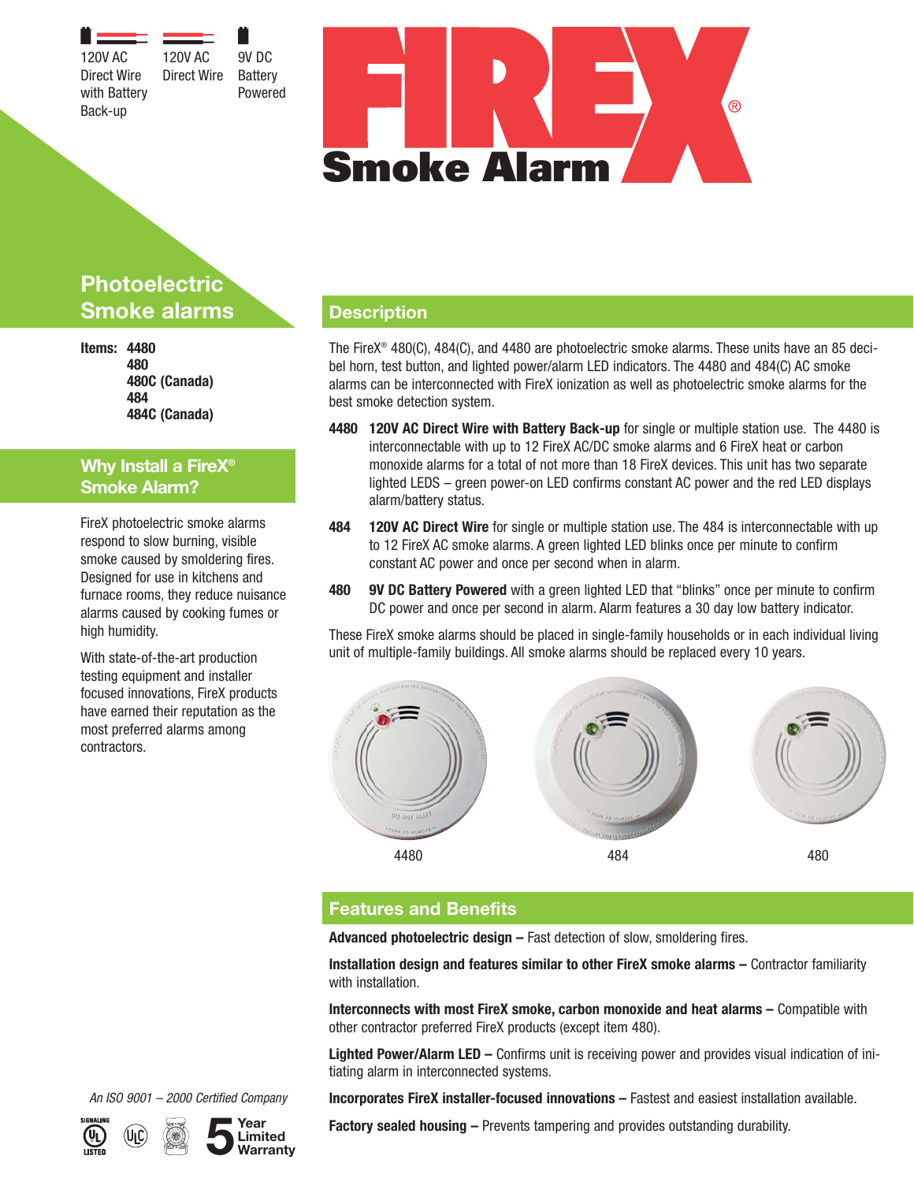120V AC Direct Wire with Battery Back-up

120V AC Direct Wire

9V DC Battery Powered

# FireX® Smoke Alarm

## Photoelectric Smoke alarms

**Items: 4480**
**480**
**480C (Canada)**
**484**
**484C (Canada)**

## Why Install a FireX® Smoke Alarm?

FireX photoelectric smoke alarms respond to slow burning, visible smoke caused by smoldering fires. Designed for use in kitchens and furnace rooms, they reduce nuisance alarms caused by cooking fumes or high humidity.

With state-of-the-art production testing equipment and installer focused innovations, FireX products have earned their reputation as the most preferred alarms among contractors.

*An ISO 9001 – 2000 Certified Company*

5 Year Limited Warranty

## Description

The FireX® 480(C), 484(C), and 4480 are photoelectric smoke alarms. These units have an 85 decibel horn, test button, and lighted power/alarm LED indicators. The 4480 and 484(C) AC smoke alarms can be interconnected with FireX ionization as well as photoelectric smoke alarms for the best smoke detection system.

**4480** **120V AC Direct Wire with Battery Back-up** for single or multiple station use. The 4480 is interconnectable with up to 12 FireX AC/DC smoke alarms and 6 FireX heat or carbon monoxide alarms for a total of not more than 18 FireX devices. This unit has two separate lighted LEDS – green power-on LED confirms constant AC power and the red LED displays alarm/battery status.

**484** **120V AC Direct Wire** for single or multiple station use. The 484 is interconnectable with up to 12 FireX AC smoke alarms. A green lighted LED blinks once per minute to confirm constant AC power and once per second when in alarm.

**480** **9V DC Battery Powered** with a green lighted LED that "blinks" once per minute to confirm DC power and once per second in alarm. Alarm features a 30 day low battery indicator.

These FireX smoke alarms should be placed in single-family households or in each individual living unit of multiple-family buildings. All smoke alarms should be replaced every 10 years.

4480 484 480

## Features and Benefits

**Advanced photoelectric design –** Fast detection of slow, smoldering fires.

**Installation design and features similar to other FireX smoke alarms –** Contractor familiarity with installation.

**Interconnects with most FireX smoke, carbon monoxide and heat alarms –** Compatible with other contractor preferred FireX products (except item 480).

**Lighted Power/Alarm LED –** Confirms unit is receiving power and provides visual indication of initiating alarm in interconnected systems.

**Incorporates FireX installer-focused innovations –** Fastest and easiest installation available.

**Factory sealed housing –** Prevents tampering and provides outstanding durability.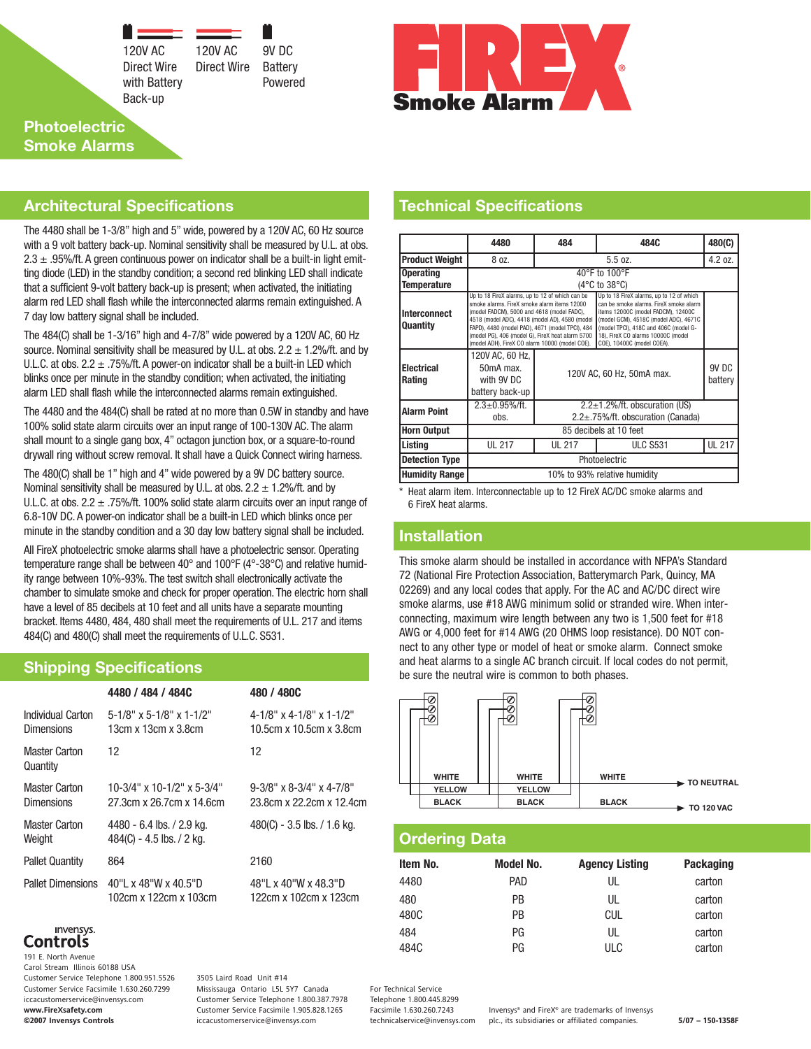120V AC Direct Wire with Battery Back-up

120V AC Direct Wire

9V DC Battery Powered

FIREX® Smoke Alarm

# Photoelectric Smoke Alarms

## Architectural Specifications

The 4480 shall be 1-3/8" high and 5" wide, powered by a 120V AC, 60 Hz source with a 9 volt battery back-up. Nominal sensitivity shall be measured by U.L. at obs. 2.3 ± .95%/ft. A green continuous power on indicator shall be a built-in light emitting diode (LED) in the standby condition; a second red blinking LED shall indicate that a sufficient 9-volt battery back-up is present; when activated, the initiating alarm red LED shall flash while the interconnected alarms remain extinguished. A 7 day low battery signal shall be included.

The 484(C) shall be 1-3/16" high and 4-7/8" wide powered by a 120V AC, 60 Hz source. Nominal sensitivity shall be measured by U.L. at obs. 2.2 ± 1.2%/ft. and by U.L.C. at obs. 2.2 ± .75%/ft. A power-on indicator shall be a built-in LED which blinks once per minute in the standby condition; when activated, the initiating alarm LED shall flash while the interconnected alarms remain extinguished.

The 4480 and the 484(C) shall be rated at no more than 0.5W in standby and have 100% solid state alarm circuits over an input range of 100-130V AC. The alarm shall mount to a single gang box, 4" octagon junction box, or a square-to-round drywall ring without screw removal. It shall have a Quick Connect wiring harness.

The 480(C) shall be 1" high and 4" wide powered by a 9V DC battery source. Nominal sensitivity shall be measured by U.L. at obs. 2.2 ± 1.2%/ft. and by U.L.C. at obs. 2.2 ± .75%/ft. 100% solid state alarm circuits over an input range of 6.8-10V DC. A power-on indicator shall be a built-in LED which blinks once per minute in the standby condition and a 30 day low battery signal shall be included.

All FireX photoelectric smoke alarms shall have a photoelectric sensor. Operating temperature range shall be between 40° and 100°F (4°-38°C) and relative humidity range between 10%-93%. The test switch shall electronically activate the chamber to simulate smoke and check for proper operation. The electric horn shall have a level of 85 decibels at 10 feet and all units have a separate mounting bracket. Items 4480, 484, 480 shall meet the requirements of U.L. 217 and items 484(C) and 480(C) shall meet the requirements of U.L.C. S531.

## Shipping Specifications

| | 4480 / 484 / 484C | 480 / 480C |
|---|---|---|
| Individual Carton Dimensions | 5-1/8" x 5-1/8" x 1-1/2"<br>13cm x 13cm x 3.8cm | 4-1/8" x 4-1/8" x 1-1/2"<br>10.5cm x 10.5cm x 3.8cm |
| Master Carton Quantity | 12 | 12 |
| Master Carton Dimensions | 10-3/4" x 10-1/2" x 5-3/4"<br>27.3cm x 26.7cm x 14.6cm | 9-3/8" x 8-3/4" x 4-7/8"<br>23.8cm x 22.2cm x 12.4cm |
| Master Carton Weight | 4480 - 6.4 lbs. / 2.9 kg.<br>484(C) - 4.5 lbs. / 2 kg. | 480(C) - 3.5 lbs. / 1.6 kg. |
| Pallet Quantity | 864 | 2160 |
| Pallet Dimensions | 40"L x 48"W x 40.5"D<br>102cm x 122cm x 103cm | 48"L x 40"W x 48.3"D<br>122cm x 102cm x 123cm |

## Technical Specifications

| | 4480 | 484 | 484C | 480(C) |
|---|---|---|---|---|
| Product Weight | 8 oz. | 5.5 oz. | | 4.2 oz. |
| Operating Temperature | 40°F to 100°F (4°C to 38°C) | | | |
| Interconnect Quantity | Up to 18 FireX alarms, up to 12 of which can be smoke alarms. FireX smoke alarm items 12000 (model FADCM), 5000 and 4618 (model FADC), 4518 (model ADC), 4418 (model AD), 4580 (model FAPD), 4480 (model PAD), 4671 (model TPCI), 484 (model PG), 406 (model G), FireX heat alarm 5700 (model ADH), FireX CO alarm 10000 (model COE). | | Up to 18 FireX alarms, up to 12 of which can be smoke alarms. FireX smoke alarm items 12000C (model FADCM), 12400C (model GCM), 4518C (model ADC), 4671C (model TPCI), 418C and 406C (model G-18), FireX CO alarms 10000C (model COE), 10400C (model COEA). | |
| Electrical Rating | 120V AC, 60 Hz, 50mA max. with 9V DC battery back-up | 120V AC, 60 Hz, 50mA max. | | 9V DC battery |
| Alarm Point | 2.3±0.95%/ft. obs. | 2.2±1.2%/ft. obscuration (US)<br>2.2±.75%/ft. obscuration (Canada) | | |
| Horn Output | 85 decibels at 10 feet | | | |
| Listing | UL 217 | UL 217 | ULC S531 | UL 217 |
| Detection Type | Photoelectric | | | |
| Humidity Range | 10% to 93% relative humidity | | | |

\* Heat alarm item. Interconnectable up to 12 FireX AC/DC smoke alarms and 6 FireX heat alarms.

## Installation

This smoke alarm should be installed in accordance with NFPA's Standard 72 (National Fire Protection Association, Batterymarch Park, Quincy, MA 02269) and any local codes that apply. For the AC and AC/DC direct wire smoke alarms, use #18 AWG minimum solid or stranded wire. When interconnecting, maximum wire length between any two is 1,500 feet for #18 AWG or 4,000 feet for #14 AWG (20 OHMS loop resistance). DO NOT connect to any other type or model of heat or smoke alarm. Connect smoke and heat alarms to a single AC branch circuit. If local codes do not permit, be sure the neutral wire is common to both phases.

WHITE
YELLOW
BLACK
WHITE
YELLOW
BLACK
WHITE
BLACK
TO NEUTRAL
TO 120 VAC

## Ordering Data

| Item No. | Model No. | Agency Listing | Packaging |
|---|---|---|---|
| 4480 | PAD | UL | carton |
| 480 | PB | UL | carton |
| 480C | PB | CUL | carton |
| 484 | PG | UL | carton |
| 484C | PG | ULC | carton |

Invensys. Controls

191 E. North Avenue
Carol Stream Illinois 60188 USA
Customer Service Telephone 1.800.951.5526
Customer Service Facsimile 1.630.260.7299
iccacustomerservice@invensys.com
**www.FireXsafety.com**
**©2007 Invensys Controls**

3505 Laird Road Unit #14
Mississauga Ontario L5L 5Y7 Canada
Customer Service Telephone 1.800.387.7978
Customer Service Facsimile 1.905.828.1265
iccacustomerservice@invensys.com

For Technical Service
Telephone 1.800.445.8299
Facsimile 1.630.260.7243
technicalservice@invensys.com

Invensys® and FireX® are trademarks of Invensys plc., its subsidiaries or affiliated companies.

**5/07 – 150-1358F**